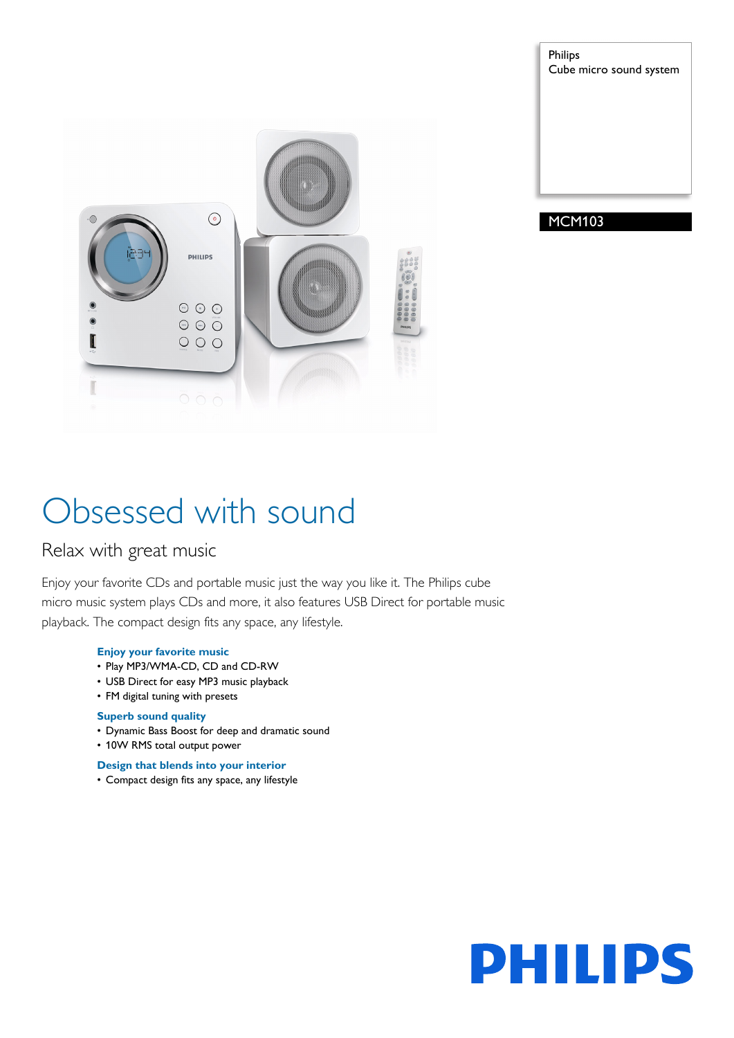Philips
Cube micro sound system

MCM103

# Obsessed with sound

## Relax with great music

Enjoy your favorite CDs and portable music just the way you like it. The Philips cube micro music system plays CDs and more, it also features USB Direct for portable music playback. The compact design fits any space, any lifestyle.

### Enjoy your favorite music

- Play MP3/WMA-CD, CD and CD-RW
- USB Direct for easy MP3 music playback
- FM digital tuning with presets

### Superb sound quality

- Dynamic Bass Boost for deep and dramatic sound
- 10W RMS total output power

### Design that blends into your interior

- Compact design fits any space, any lifestyle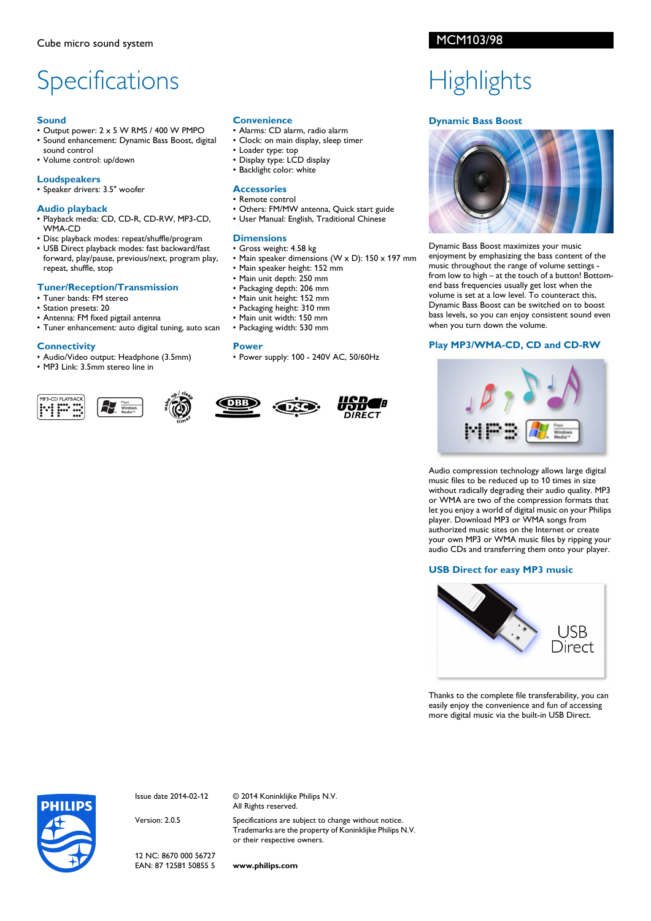Cube micro sound system

MCM103/98

# Specifications

### Sound
- Output power: 2 x 5 W RMS / 400 W PMPO
- Sound enhancement: Dynamic Bass Boost, digital sound control
- Volume control: up/down

### Loudspeakers
- Speaker drivers: 3.5" woofer

### Audio playback
- Playback media: CD, CD-R, CD-RW, MP3-CD, WMA-CD
- Disc playback modes: repeat/shuffle/program
- USB Direct playback modes: fast backward/fast forward, play/pause, previous/next, program play, repeat, shuffle, stop

### Tuner/Reception/Transmission
- Tuner bands: FM stereo
- Station presets: 20
- Antenna: FM fixed pigtail antenna
- Tuner enhancement: auto digital tuning, auto scan

### Connectivity
- Audio/Video output: Headphone (3.5mm)
- MP3 Link: 3.5mm stereo line in

### Convenience
- Alarms: CD alarm, radio alarm
- Clock: on main display, sleep timer
- Loader type: top
- Display type: LCD display
- Backlight color: white

### Accessories
- Remote control
- Others: FM/MW antenna, Quick start guide
- User Manual: English, Traditional Chinese

### Dimensions
- Gross weight: 4.58 kg
- Main speaker dimensions (W x D): 150 x 197 mm
- Main speaker height: 152 mm
- Main unit depth: 250 mm
- Packaging depth: 206 mm
- Main unit height: 152 mm
- Packaging height: 310 mm
- Main unit width: 150 mm
- Packaging width: 530 mm

### Power
- Power supply: 100 - 240V AC, 50/60Hz

# Highlights

### Dynamic Bass Boost
Dynamic Bass Boost maximizes your music enjoyment by emphasizing the bass content of the music throughout the range of volume settings - from low to high – at the touch of a button! Bottom-end bass frequencies usually get lost when the volume is set at a low level. To counteract this, Dynamic Bass Boost can be switched on to boost bass levels, so you can enjoy consistent sound even when you turn down the volume.

### Play MP3/WMA-CD, CD and CD-RW
Audio compression technology allows large digital music files to be reduced up to 10 times in size without radically degrading their audio quality. MP3 or WMA are two of the compression formats that let you enjoy a world of digital music on your Philips player. Download MP3 or WMA songs from authorized music sites on the Internet or create your own MP3 or WMA music files by ripping your audio CDs and transferring them onto your player.

### USB Direct for easy MP3 music
Thanks to the complete file transferability, you can easily enjoy the convenience and fun of accessing more digital music via the built-in USB Direct.

Issue date 2014-02-12

Version: 2.0.5

12 NC: 8670 000 56727
EAN: 87 12581 50855 5

© 2014 Koninklijke Philips N.V.
All Rights reserved.

Specifications are subject to change without notice. Trademarks are the property of Koninklijke Philips N.V. or their respective owners.

**www.philips.com**